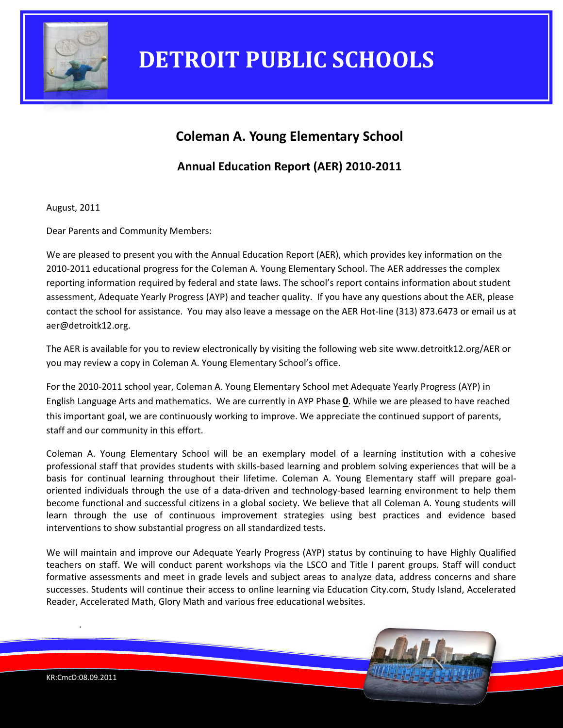# DETROIT PUBLIC SCHOOLS

## Coleman A. Young Elementary School

### Annual Education Report (AER) 2010-2011

August, 2011

Dear Parents and Community Members:

We are pleased to present you with the Annual Education Report (AER), which provides key information on the 2010-2011 educational progress for the Coleman A. Young Elementary School. The AER addresses the complex reporting information required by federal and state laws. The school's report contains information about student assessment, Adequate Yearly Progress (AYP) and teacher quality. If you have any questions about the AER, please contact the school for assistance. You may also leave a message on the AER Hot-line (313) 873.6473 or email us at aer@detroitk12.org.

The AER is available for you to review electronically by visiting the following web site www.detroitk12.org/AER or you may review a copy in Coleman A. Young Elementary School's office.

For the 2010-2011 school year, Coleman A. Young Elementary School met Adequate Yearly Progress (AYP) in English Language Arts and mathematics. We are currently in AYP Phase **0**. While we are pleased to have reached this important goal, we are continuously working to improve. We appreciate the continued support of parents, staff and our community in this effort.

Coleman A. Young Elementary School will be an exemplary model of a learning institution with a cohesive professional staff that provides students with skills-based learning and problem solving experiences that will be a basis for continual learning throughout their lifetime. Coleman A. Young Elementary staff will prepare goal-oriented individuals through the use of a data-driven and technology-based learning environment to help them become functional and successful citizens in a global society. We believe that all Coleman A. Young students will learn through the use of continuous improvement strategies using best practices and evidence based interventions to show substantial progress on all standardized tests.

We will maintain and improve our Adequate Yearly Progress (AYP) status by continuing to have Highly Qualified teachers on staff. We will conduct parent workshops via the LSCO and Title I parent groups. Staff will conduct formative assessments and meet in grade levels and subject areas to analyze data, address concerns and share successes. Students will continue their access to online learning via Education City.com, Study Island, Accelerated Reader, Accelerated Math, Glory Math and various free educational websites.

KR:CmcD:08.09.2011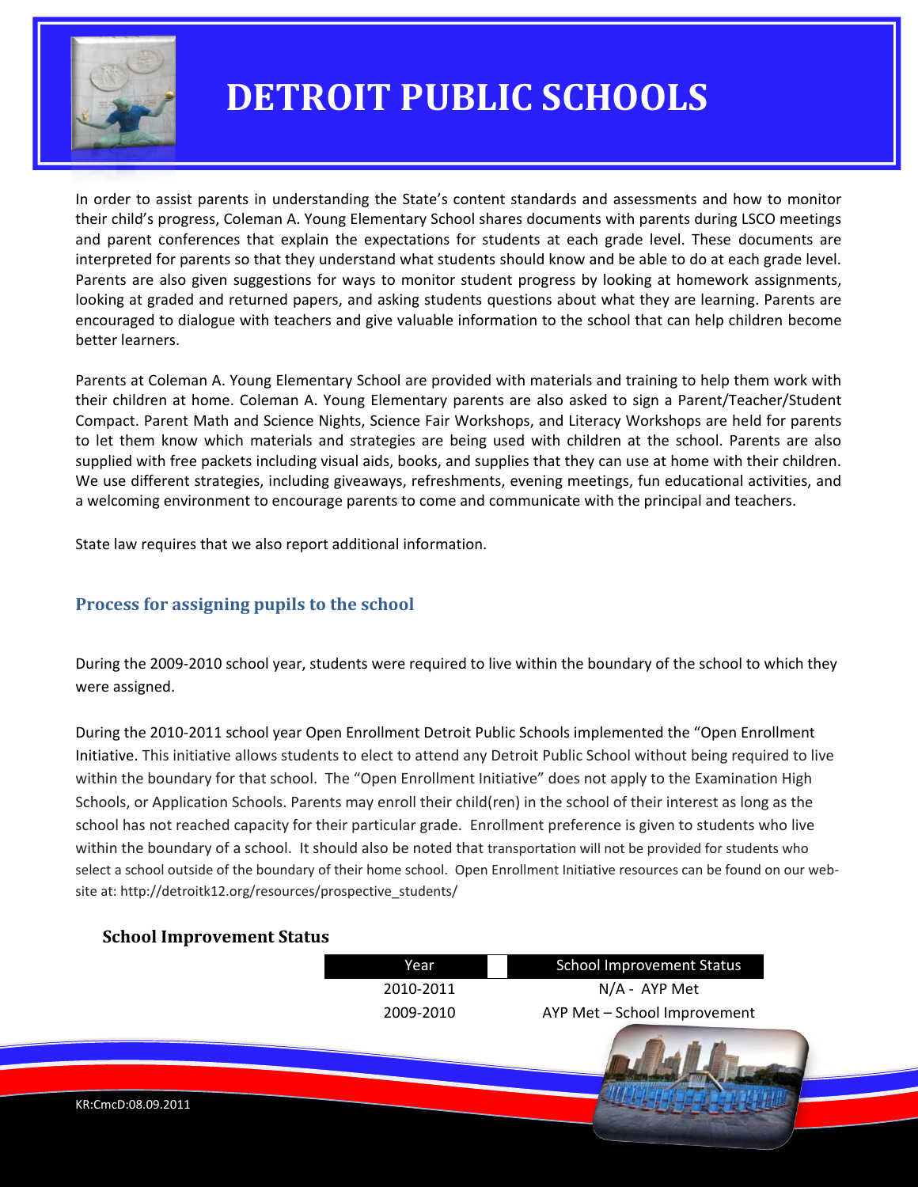# DETROIT PUBLIC SCHOOLS

In order to assist parents in understanding the State's content standards and assessments and how to monitor their child's progress, Coleman A. Young Elementary School shares documents with parents during LSCO meetings and parent conferences that explain the expectations for students at each grade level. These documents are interpreted for parents so that they understand what students should know and be able to do at each grade level. Parents are also given suggestions for ways to monitor student progress by looking at homework assignments, looking at graded and returned papers, and asking students questions about what they are learning. Parents are encouraged to dialogue with teachers and give valuable information to the school that can help children become better learners.

Parents at Coleman A. Young Elementary School are provided with materials and training to help them work with their children at home. Coleman A. Young Elementary parents are also asked to sign a Parent/Teacher/Student Compact. Parent Math and Science Nights, Science Fair Workshops, and Literacy Workshops are held for parents to let them know which materials and strategies are being used with children at the school. Parents are also supplied with free packets including visual aids, books, and supplies that they can use at home with their children. We use different strategies, including giveaways, refreshments, evening meetings, fun educational activities, and a welcoming environment to encourage parents to come and communicate with the principal and teachers.

State law requires that we also report additional information.

## Process for assigning pupils to the school

During the 2009-2010 school year, students were required to live within the boundary of the school to which they were assigned.

During the 2010-2011 school year Open Enrollment Detroit Public Schools implemented the "Open Enrollment Initiative. This initiative allows students to elect to attend any Detroit Public School without being required to live within the boundary for that school. The "Open Enrollment Initiative" does not apply to the Examination High Schools, or Application Schools. Parents may enroll their child(ren) in the school of their interest as long as the school has not reached capacity for their particular grade. Enrollment preference is given to students who live within the boundary of a school. It should also be noted that transportation will not be provided for students who select a school outside of the boundary of their home school. Open Enrollment Initiative resources can be found on our web-site at: http://detroitk12.org/resources/prospective_students/

### School Improvement Status

| Year | School Improvement Status |
|---|---|
| 2010-2011 | N/A - AYP Met |
| 2009-2010 | AYP Met – School Improvement |

KR:CmcD:08.09.2011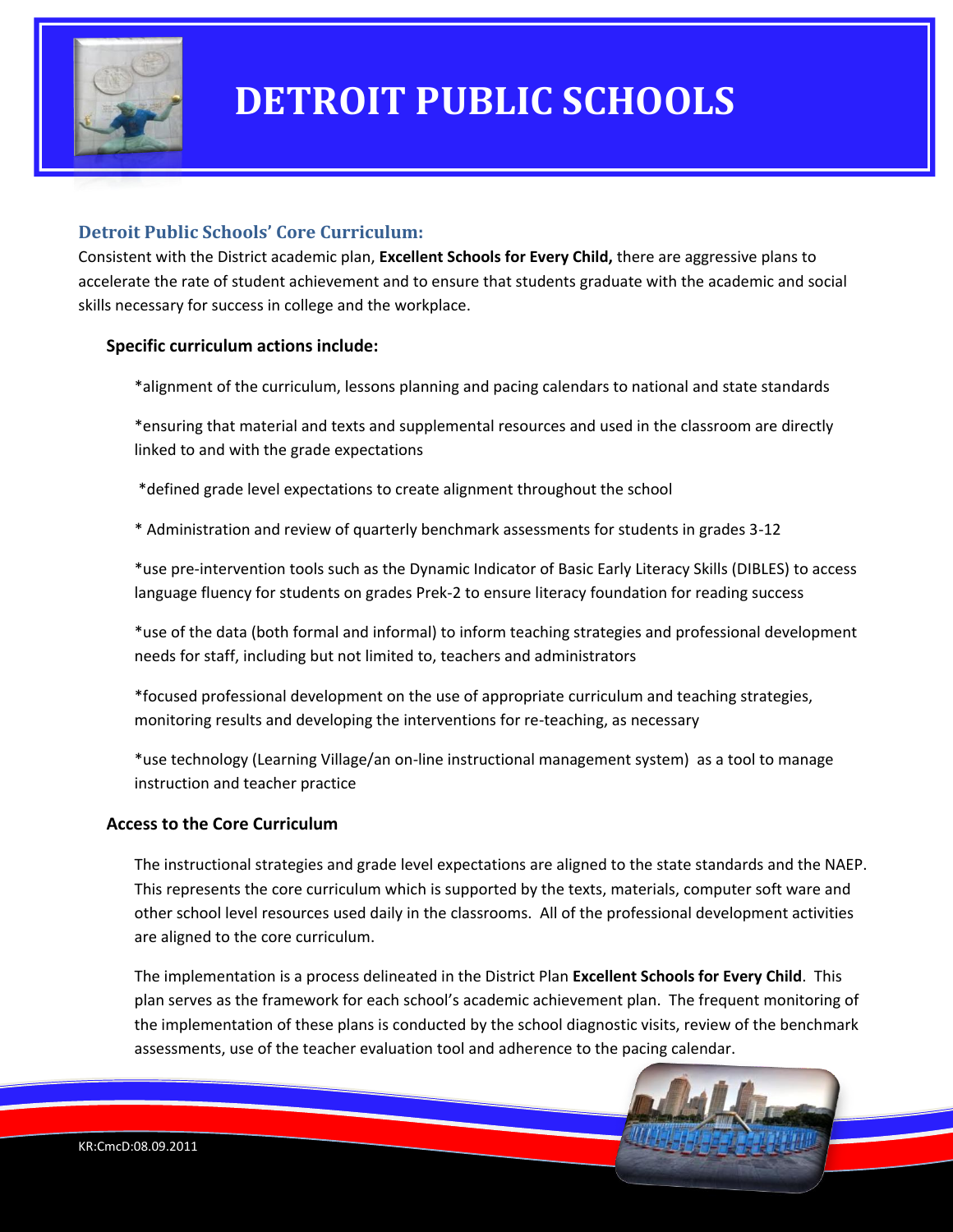# DETROIT PUBLIC SCHOOLS

## Detroit Public Schools' Core Curriculum:

Consistent with the District academic plan, **Excellent Schools for Every Child,** there are aggressive plans to accelerate the rate of student achievement and to ensure that students graduate with the academic and social skills necessary for success in college and the workplace.

### Specific curriculum actions include:

*alignment of the curriculum, lessons planning and pacing calendars to national and state standards

*ensuring that material and texts and supplemental resources and used in the classroom are directly linked to and with the grade expectations

*defined grade level expectations to create alignment throughout the school

* Administration and review of quarterly benchmark assessments for students in grades 3-12

*use pre-intervention tools such as the Dynamic Indicator of Basic Early Literacy Skills (DIBLES) to access language fluency for students on grades Prek-2 to ensure literacy foundation for reading success

*use of the data (both formal and informal) to inform teaching strategies and professional development needs for staff, including but not limited to, teachers and administrators

*focused professional development on the use of appropriate curriculum and teaching strategies, monitoring results and developing the interventions for re-teaching, as necessary

*use technology (Learning Village/an on-line instructional management system) as a tool to manage instruction and teacher practice

### Access to the Core Curriculum

The instructional strategies and grade level expectations are aligned to the state standards and the NAEP. This represents the core curriculum which is supported by the texts, materials, computer soft ware and other school level resources used daily in the classrooms. All of the professional development activities are aligned to the core curriculum.

The implementation is a process delineated in the District Plan **Excellent Schools for Every Child**. This plan serves as the framework for each school's academic achievement plan. The frequent monitoring of the implementation of these plans is conducted by the school diagnostic visits, review of the benchmark assessments, use of the teacher evaluation tool and adherence to the pacing calendar.

KR:CmcD:08.09.2011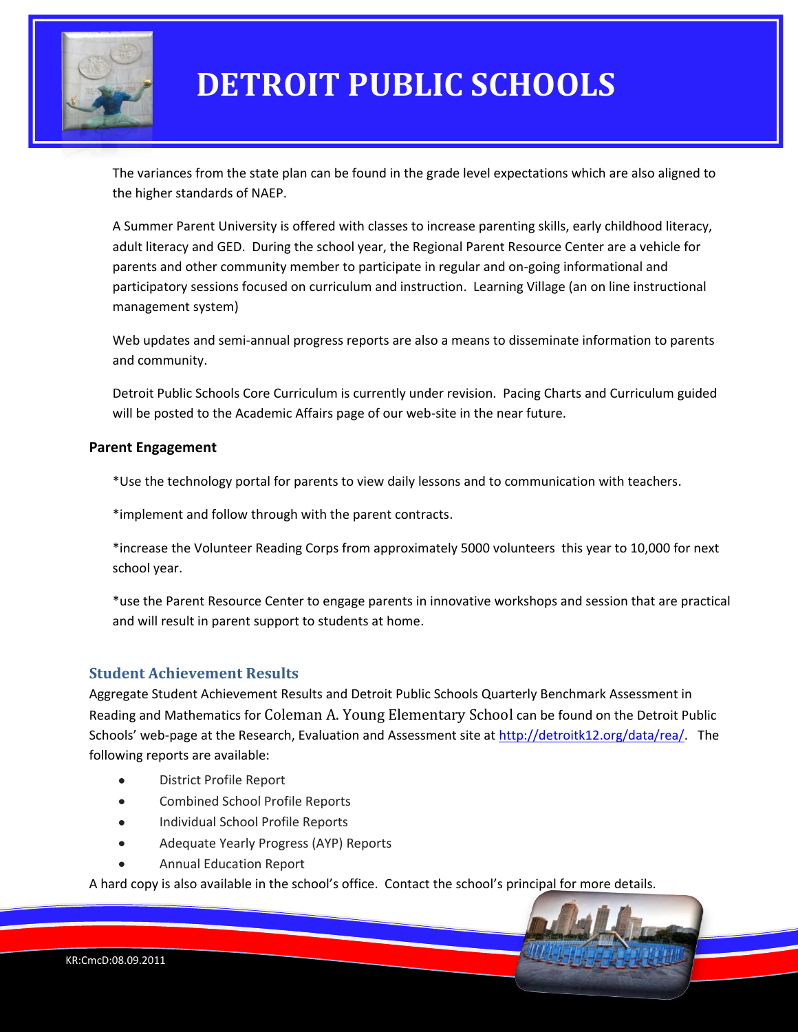The variances from the state plan can be found in the grade level expectations which are also aligned to the higher standards of NAEP.

A Summer Parent University is offered with classes to increase parenting skills, early childhood literacy, adult literacy and GED. During the school year, the Regional Parent Resource Center are a vehicle for parents and other community member to participate in regular and on-going informational and participatory sessions focused on curriculum and instruction. Learning Village (an on line instructional management system)

Web updates and semi-annual progress reports are also a means to disseminate information to parents and community.

Detroit Public Schools Core Curriculum is currently under revision. Pacing Charts and Curriculum guided will be posted to the Academic Affairs page of our web-site in the near future.

**Parent Engagement**

*Use the technology portal for parents to view daily lessons and to communication with teachers.

*implement and follow through with the parent contracts.

*increase the Volunteer Reading Corps from approximately 5000 volunteers this year to 10,000 for next school year.

*use the Parent Resource Center to engage parents in innovative workshops and session that are practical and will result in parent support to students at home.

## Student Achievement Results

Aggregate Student Achievement Results and Detroit Public Schools Quarterly Benchmark Assessment in Reading and Mathematics for Coleman A. Young Elementary School can be found on the Detroit Public Schools' web-page at the Research, Evaluation and Assessment site at http://detroitk12.org/data/rea/. The following reports are available:

- District Profile Report
- Combined School Profile Reports
- Individual School Profile Reports
- Adequate Yearly Progress (AYP) Reports
- Annual Education Report

A hard copy is also available in the school's office. Contact the school's principal for more details.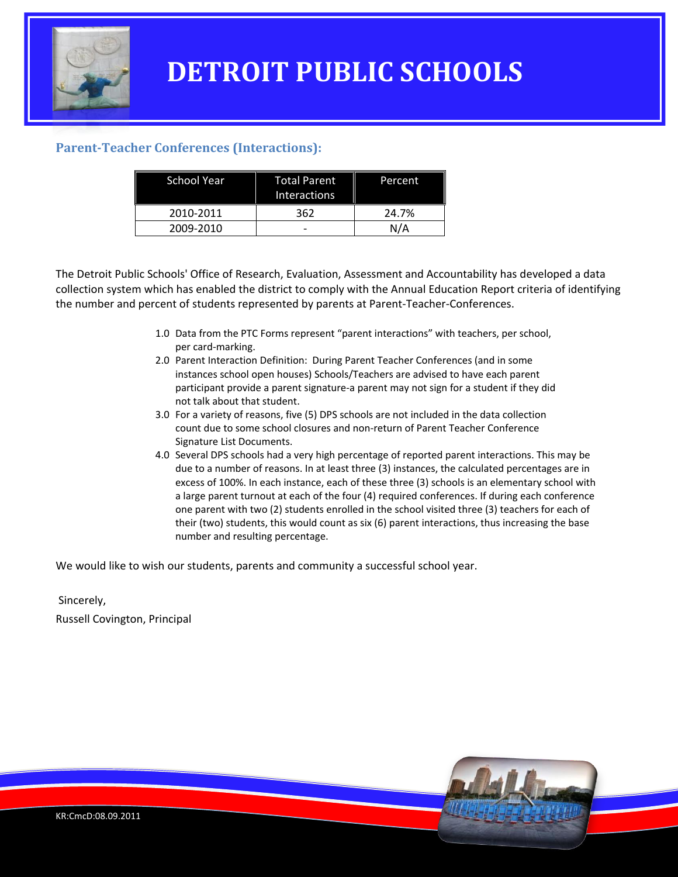# DETROIT PUBLIC SCHOOLS

## Parent-Teacher Conferences (Interactions):

| School Year | Total Parent Interactions | Percent |
|---|---|---|
| 2010-2011 | 362 | 24.7% |
| 2009-2010 | - | N/A |

The Detroit Public Schools' Office of Research, Evaluation, Assessment and Accountability has developed a data collection system which has enabled the district to comply with the Annual Education Report criteria of identifying the number and percent of students represented by parents at Parent-Teacher-Conferences.

1.0 Data from the PTC Forms represent "parent interactions" with teachers, per school, per card-marking.

2.0 Parent Interaction Definition: During Parent Teacher Conferences (and in some instances school open houses) Schools/Teachers are advised to have each parent participant provide a parent signature-a parent may not sign for a student if they did not talk about that student.

3.0 For a variety of reasons, five (5) DPS schools are not included in the data collection count due to some school closures and non-return of Parent Teacher Conference Signature List Documents.

4.0 Several DPS schools had a very high percentage of reported parent interactions. This may be due to a number of reasons. In at least three (3) instances, the calculated percentages are in excess of 100%. In each instance, each of these three (3) schools is an elementary school with a large parent turnout at each of the four (4) required conferences. If during each conference one parent with two (2) students enrolled in the school visited three (3) teachers for each of their (two) students, this would count as six (6) parent interactions, thus increasing the base number and resulting percentage.

We would like to wish our students, parents and community a successful school year.

Sincerely,
Russell Covington, Principal

KR:CmcD:08.09.2011